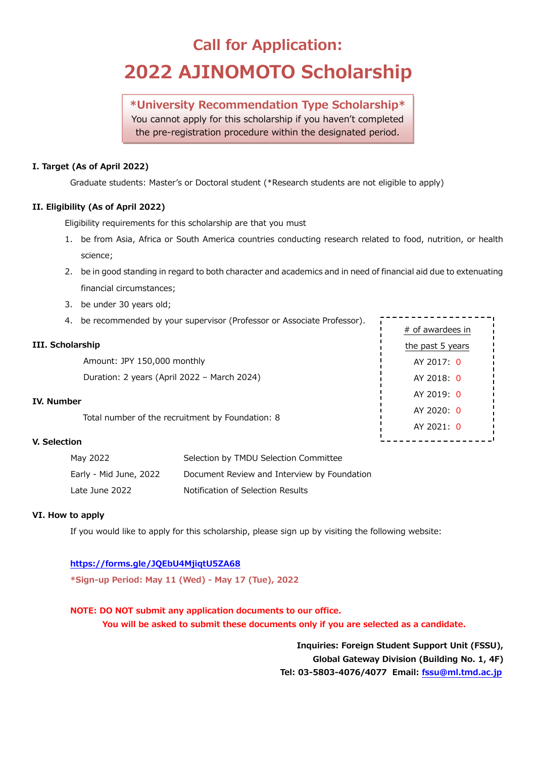# Call for Application:

# 2022 AJINOMOTO Scholarship

**\*University Recommendation Type Scholarship\***
You cannot apply for this scholarship if you haven't completed the pre-registration procedure within the designated period.

**I. Target (As of April 2022)**

Graduate students: Master's or Doctoral student (*Research students are not eligible to apply)

**II. Eligibility (As of April 2022)**

Eligibility requirements for this scholarship are that you must

1. be from Asia, Africa or South America countries conducting research related to food, nutrition, or health science;
2. be in good standing in regard to both character and academics and in need of financial aid due to extenuating financial circumstances;
3. be under 30 years old;
4. be recommended by your supervisor (Professor or Associate Professor).

**III. Scholarship**

Amount: JPY 150,000 monthly

Duration: 2 years (April 2022 – March 2024)

**IV. Number**

Total number of the recruitment by Foundation: 8

| # of awardees in the past 5 years | |
|---|---|
| AY 2017: | 0 |
| AY 2018: | 0 |
| AY 2019: | 0 |
| AY 2020: | 0 |
| AY 2021: | 0 |

**V. Selection**

| | |
|---|---|
| May 2022 | Selection by TMDU Selection Committee |
| Early - Mid June, 2022 | Document Review and Interview by Foundation |
| Late June 2022 | Notification of Selection Results |

**VI. How to apply**

If you would like to apply for this scholarship, please sign up by visiting the following website:

**https://forms.gle/JQEbU4MjiqtU5ZA68**

**\*Sign-up Period: May 11 (Wed) - May 17 (Tue), 2022**

**NOTE: DO NOT submit any application documents to our office.**
**You will be asked to submit these documents only if you are selected as a candidate.**

**Inquiries: Foreign Student Support Unit (FSSU),**
**Global Gateway Division (Building No. 1, 4F)**
**Tel: 03-5803-4076/4077 Email: fssu@ml.tmd.ac.jp**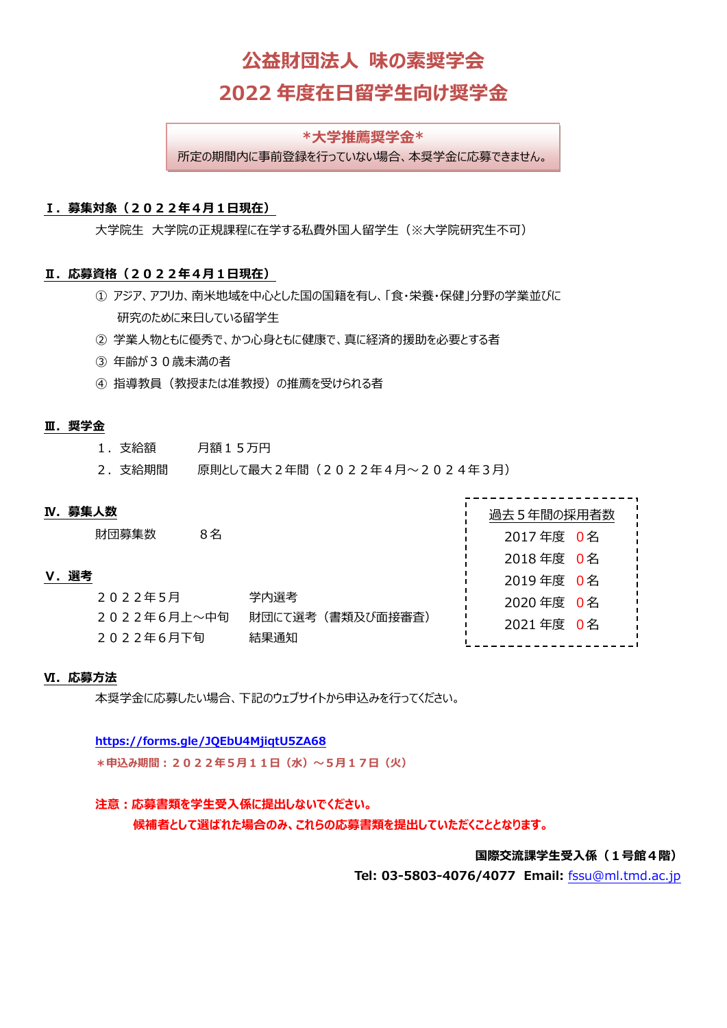# 公益財団法人 味の素奨学会

# 2022 年度在日留学生向け奨学金

**＊大学推薦奨学金＊**

所定の期間内に事前登録を行っていない場合、本奨学金に応募できません。

## Ⅰ．募集対象（２０２２年４月１日現在）

大学院生 大学院の正規課程に在学する私費外国人留学生（※大学院研究生不可）

## Ⅱ．応募資格（２０２２年４月１日現在）

① アジア、アフリカ、南米地域を中心とした国の国籍を有し、「食・栄養・保健」分野の学業並びに研究のために来日している留学生

② 学業人物ともに優秀で、かつ心身ともに健康で、真に経済的援助を必要とする者

③ 年齢が３０歳未満の者

④ 指導教員（教授または准教授）の推薦を受けられる者

## Ⅲ．奨学金

１．支給額　　月額１５万円

２．支給期間　　原則として最大２年間（２０２２年４月～２０２４年３月）

## Ⅳ．募集人数

財団募集数　　８名

過去５年間の採用者数

| | |
|---|---|
| 2017 年度 | 0 名 |
| 2018 年度 | 0 名 |
| 2019 年度 | 0 名 |
| 2020 年度 | 0 名 |
| 2021 年度 | 0 名 |

## Ⅴ．選考

| | |
|---|---|
| ２０２２年５月 | 学内選考 |
| ２０２２年６月上～中旬 | 財団にて選考（書類及び面接審査） |
| ２０２２年６月下旬 | 結果通知 |

## Ⅵ．応募方法

本奨学金に応募したい場合、下記のウェブサイトから申込みを行ってください。

**https://forms.gle/JQEbU4MjiqtU5ZA68**

**＊申込み期間：２０２２年５月１１日（水）～５月１７日（火）**

**注意：応募書類を学生受入係に提出しないでください。**
**候補者として選ばれた場合のみ、これらの応募書類を提出していただくこととなります。**

**国際交流課学生受入係（１号館４階）**

**Tel: 03-5803-4076/4077 Email:** fssu@ml.tmd.ac.jp